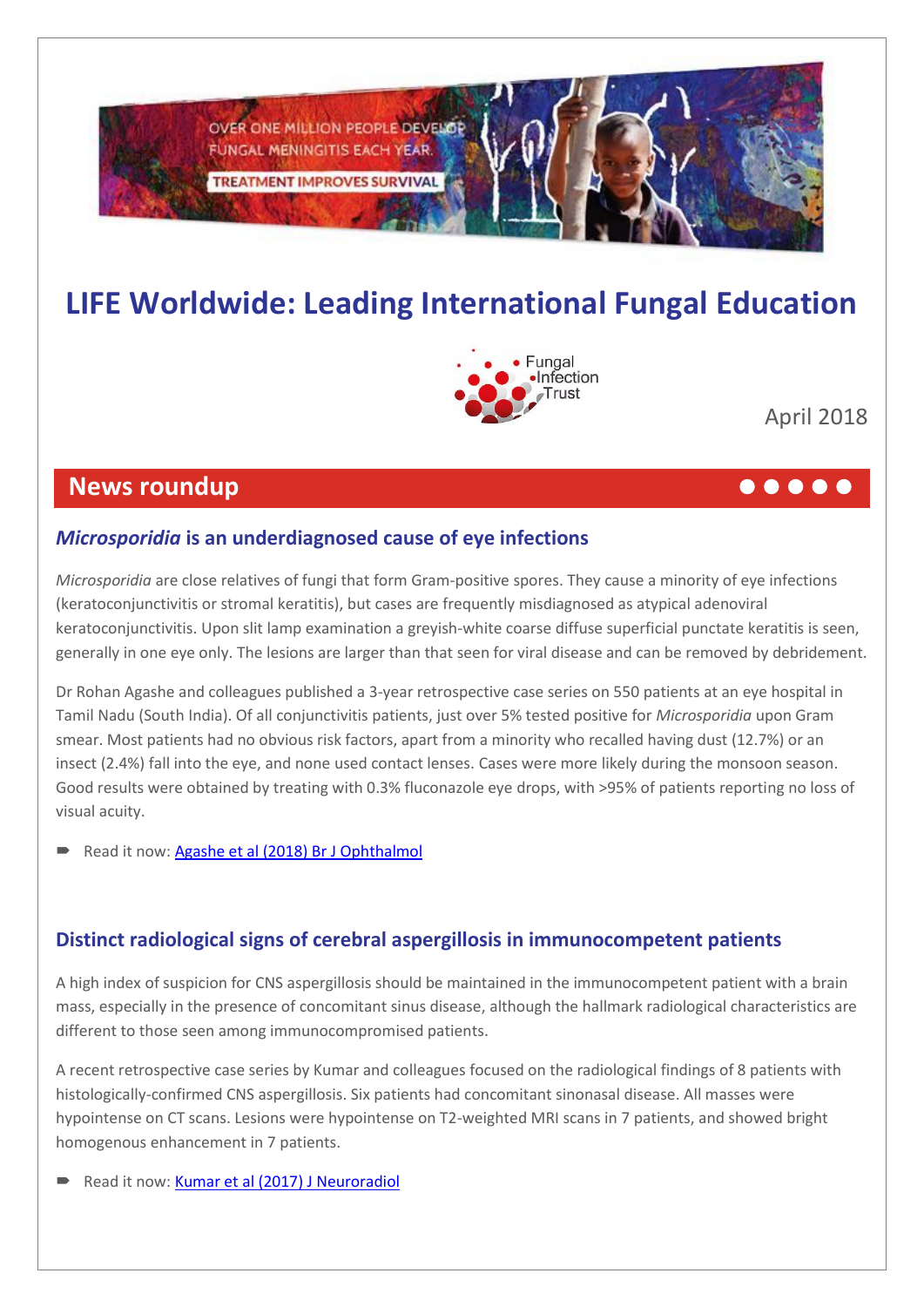# LIFE Worldwide: Leading International Fungal Education

April 2018

## News roundup

### *Microsporidia* is an underdiagnosed cause of eye infections

*Microsporidia* are close relatives of fungi that form Gram-positive spores. They cause a minority of eye infections (keratoconjunctivitis or stromal keratitis), but cases are frequently misdiagnosed as atypical adenoviral keratoconjunctivitis. Upon slit lamp examination a greyish-white coarse diffuse superficial punctate keratitis is seen, generally in one eye only. The lesions are larger than that seen for viral disease and can be removed by debridement.

Dr Rohan Agashe and colleagues published a 3-year retrospective case series on 550 patients at an eye hospital in Tamil Nadu (South India). Of all conjunctivitis patients, just over 5% tested positive for *Microsporidia* upon Gram smear. Most patients had no obvious risk factors, apart from a minority who recalled having dust (12.7%) or an insect (2.4%) fall into the eye, and none used contact lenses. Cases were more likely during the monsoon season. Good results were obtained by treating with 0.3% fluconazole eye drops, with >95% of patients reporting no loss of visual acuity.

- Read it now: [Agashe et al (2018) Br J Ophthalmol]()

### Distinct radiological signs of cerebral aspergillosis in immunocompetent patients

A high index of suspicion for CNS aspergillosis should be maintained in the immunocompetent patient with a brain mass, especially in the presence of concomitant sinus disease, although the hallmark radiological characteristics are different to those seen among immunocompromised patients.

A recent retrospective case series by Kumar and colleagues focused on the radiological findings of 8 patients with histologically-confirmed CNS aspergillosis. Six patients had concomitant sinonasal disease. All masses were hypointense on CT scans. Lesions were hypointense on T2-weighted MRI scans in 7 patients, and showed bright homogenous enhancement in 7 patients.

- Read it now: [Kumar et al (2017) J Neuroradiol]()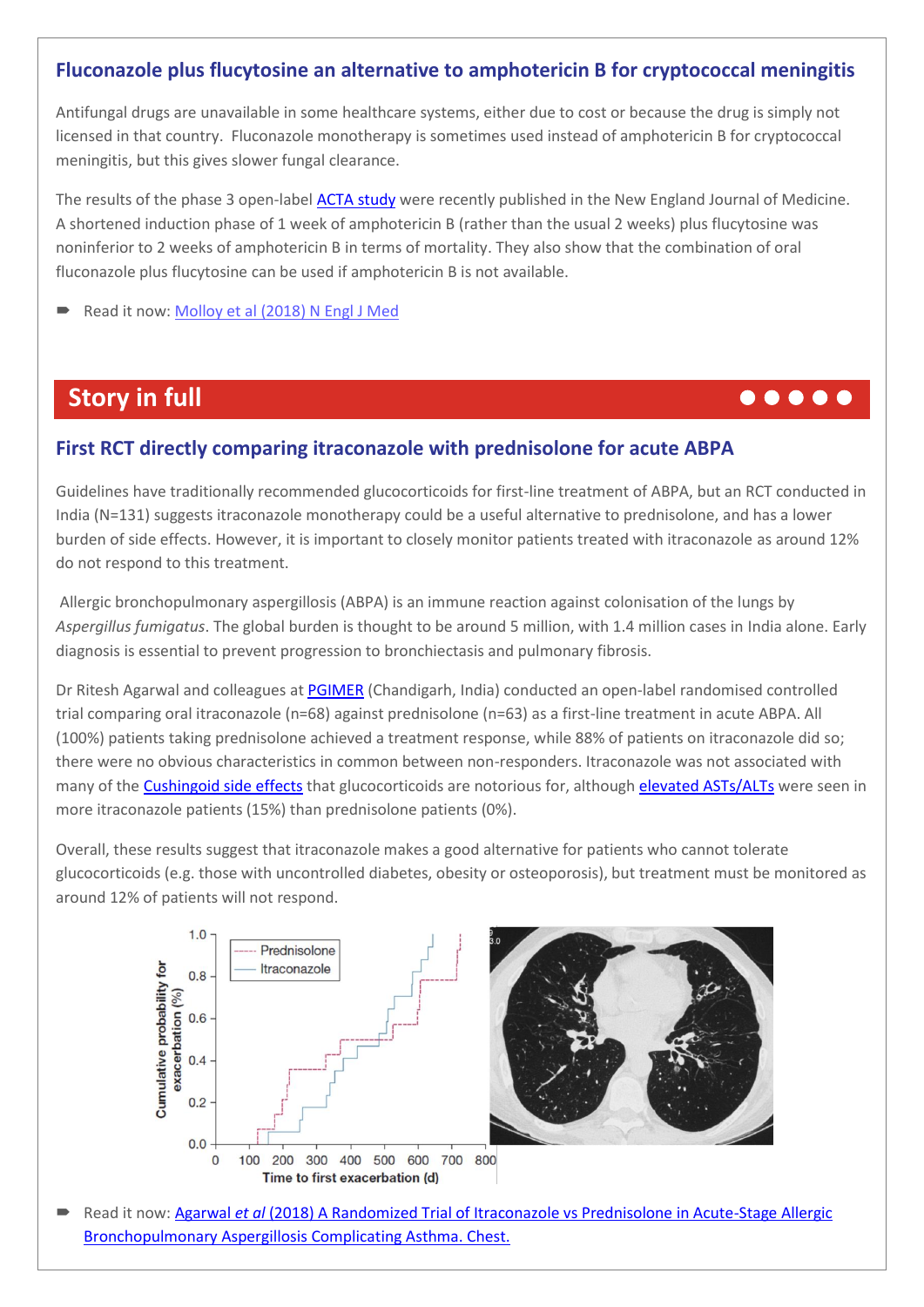## Fluconazole plus flucytosine an alternative to amphotericin B for cryptococcal meningitis

Antifungal drugs are unavailable in some healthcare systems, either due to cost or because the drug is simply not licensed in that country. Fluconazole monotherapy is sometimes used instead of amphotericin B for cryptococcal meningitis, but this gives slower fungal clearance.

The results of the phase 3 open-label ACTA study were recently published in the New England Journal of Medicine. A shortened induction phase of 1 week of amphotericin B (rather than the usual 2 weeks) plus flucytosine was noninferior to 2 weeks of amphotericin B in terms of mortality. They also show that the combination of oral fluconazole plus flucytosine can be used if amphotericin B is not available.

- Read it now: Molloy et al (2018) N Engl J Med

# Story in full

## First RCT directly comparing itraconazole with prednisolone for acute ABPA

Guidelines have traditionally recommended glucocorticoids for first-line treatment of ABPA, but an RCT conducted in India (N=131) suggests itraconazole monotherapy could be a useful alternative to prednisolone, and has a lower burden of side effects. However, it is important to closely monitor patients treated with itraconazole as around 12% do not respond to this treatment.

Allergic bronchopulmonary aspergillosis (ABPA) is an immune reaction against colonisation of the lungs by *Aspergillus fumigatus*. The global burden is thought to be around 5 million, with 1.4 million cases in India alone. Early diagnosis is essential to prevent progression to bronchiectasis and pulmonary fibrosis.

Dr Ritesh Agarwal and colleagues at PGIMER (Chandigarh, India) conducted an open-label randomised controlled trial comparing oral itraconazole (n=68) against prednisolone (n=63) as a first-line treatment in acute ABPA. All (100%) patients taking prednisolone achieved a treatment response, while 88% of patients on itraconazole did so; there were no obvious characteristics in common between non-responders. Itraconazole was not associated with many of the Cushingoid side effects that glucocorticoids are notorious for, although elevated ASTs/ALTs were seen in more itraconazole patients (15%) than prednisolone patients (0%).

Overall, these results suggest that itraconazole makes a good alternative for patients who cannot tolerate glucocorticoids (e.g. those with uncontrolled diabetes, obesity or osteoporosis), but treatment must be monitored as around 12% of patients will not respond.

- Read it now: Agarwal *et al* (2018) A Randomized Trial of Itraconazole vs Prednisolone in Acute-Stage Allergic Bronchopulmonary Aspergillosis Complicating Asthma. Chest.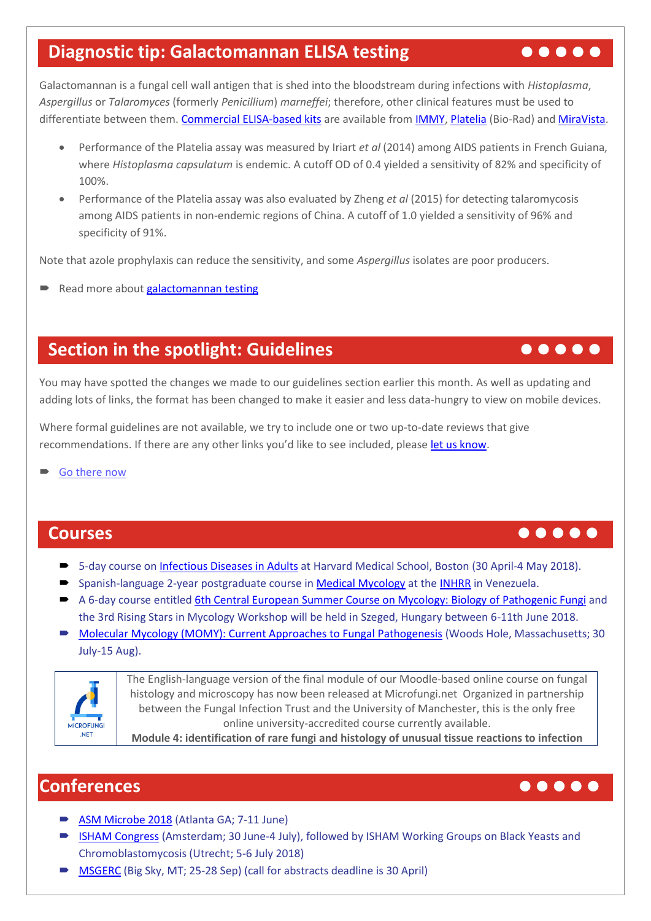## Diagnostic tip: Galactomannan ELISA testing

Galactomannan is a fungal cell wall antigen that is shed into the bloodstream during infections with *Histoplasma*, *Aspergillus* or *Talaromyces* (formerly *Penicillium*) *marneffei*; therefore, other clinical features must be used to differentiate between them. Commercial ELISA-based kits are available from IMMY, Platelia (Bio-Rad) and MiraVista.

- Performance of the Platelia assay was measured by Iriart *et al* (2014) among AIDS patients in French Guiana, where *Histoplasma capsulatum* is endemic. A cutoff OD of 0.4 yielded a sensitivity of 82% and specificity of 100%.
- Performance of the Platelia assay was also evaluated by Zheng *et al* (2015) for detecting talaromycosis among AIDS patients in non-endemic regions of China. A cutoff of 1.0 yielded a sensitivity of 96% and specificity of 91%.

Note that azole prophylaxis can reduce the sensitivity, and some *Aspergillus* isolates are poor producers.

- Read more about galactomannan testing

## Section in the spotlight: Guidelines

You may have spotted the changes we made to our guidelines section earlier this month. As well as updating and adding lots of links, the format has been changed to make it easier and less data-hungry to view on mobile devices.

Where formal guidelines are not available, we try to include one or two up-to-date reviews that give recommendations. If there are any other links you'd like to see included, please let us know.

- Go there now

## Courses

- 5-day course on Infectious Diseases in Adults at Harvard Medical School, Boston (30 April-4 May 2018).
- Spanish-language 2-year postgraduate course in Medical Mycology at the INHRR in Venezuela.
- A 6-day course entitled 6th Central European Summer Course on Mycology: Biology of Pathogenic Fungi and the 3rd Rising Stars in Mycology Workshop will be held in Szeged, Hungary between 6-11th June 2018.
- Molecular Mycology (MOMY): Current Approaches to Fungal Pathogenesis (Woods Hole, Massachusetts; 30 July-15 Aug).

MICROFUNGI.NET

The English-language version of the final module of our Moodle-based online course on fungal histology and microscopy has now been released at Microfungi.net Organized in partnership between the Fungal Infection Trust and the University of Manchester, this is the only free online university-accredited course currently available.

**Module 4: identification of rare fungi and histology of unusual tissue reactions to infection**

## Conferences

- ASM Microbe 2018 (Atlanta GA; 7-11 June)
- ISHAM Congress (Amsterdam; 30 June-4 July), followed by ISHAM Working Groups on Black Yeasts and Chromoblastomycosis (Utrecht; 5-6 July 2018)
- MSGERC (Big Sky, MT; 25-28 Sep) (call for abstracts deadline is 30 April)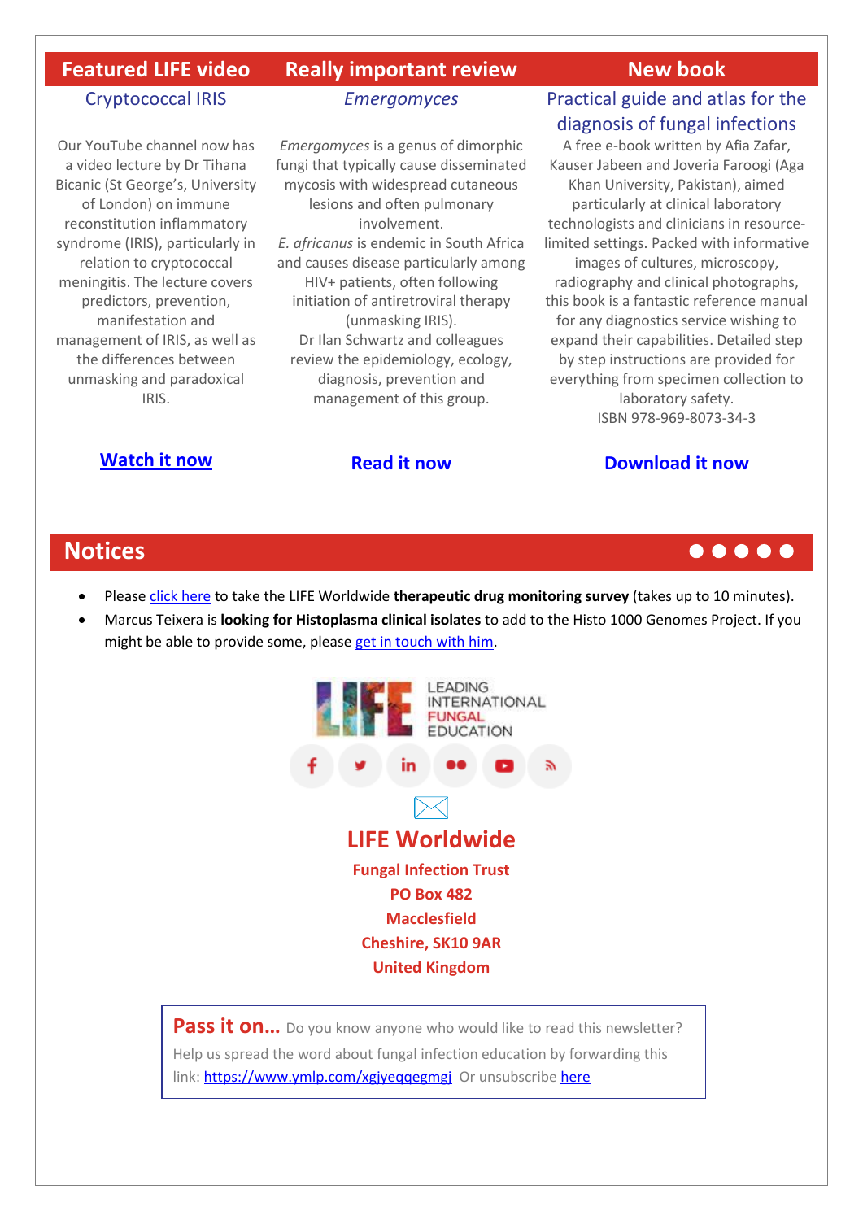## Featured LIFE video

### Cryptococcal IRIS

Our YouTube channel now has a video lecture by Dr Tihana Bicanic (St George's, University of London) on immune reconstitution inflammatory syndrome (IRIS), particularly in relation to cryptococcal meningitis. The lecture covers predictors, prevention, manifestation and management of IRIS, as well as the differences between unmasking and paradoxical IRIS.

**Watch it now**

## Really important review

### *Emergomyces*

*Emergomyces* is a genus of dimorphic fungi that typically cause disseminated mycosis with widespread cutaneous lesions and often pulmonary involvement.

*E. africanus* is endemic in South Africa and causes disease particularly among HIV+ patients, often following initiation of antiretroviral therapy (unmasking IRIS).

Dr Ilan Schwartz and colleagues review the epidemiology, ecology, diagnosis, prevention and management of this group.

**Read it now**

## New book

### Practical guide and atlas for the diagnosis of fungal infections

A free e-book written by Afia Zafar, Kauser Jabeen and Joveria Faroogi (Aga Khan University, Pakistan), aimed particularly at clinical laboratory technologists and clinicians in resource-limited settings. Packed with informative images of cultures, microscopy, radiography and clinical photographs, this book is a fantastic reference manual for any diagnostics service wishing to expand their capabilities. Detailed step by step instructions are provided for everything from specimen collection to laboratory safety.

ISBN 978-969-8073-34-3

**Download it now**

## Notices

- Please click here to take the LIFE Worldwide **therapeutic drug monitoring survey** (takes up to 10 minutes).
- Marcus Teixera is **looking for Histoplasma clinical isolates** to add to the Histo 1000 Genomes Project. If you might be able to provide some, please get in touch with him.

LIFE – LEADING INTERNATIONAL FUNGAL EDUCATION

**LIFE Worldwide**

**Fungal Infection Trust**
**PO Box 482**
**Macclesfield**
**Cheshire, SK10 9AR**
**United Kingdom**

**Pass it on...** Do you know anyone who would like to read this newsletter? Help us spread the word about fungal infection education by forwarding this link: https://www.ymlp.com/xgjyeqqegmgj Or unsubscribe here